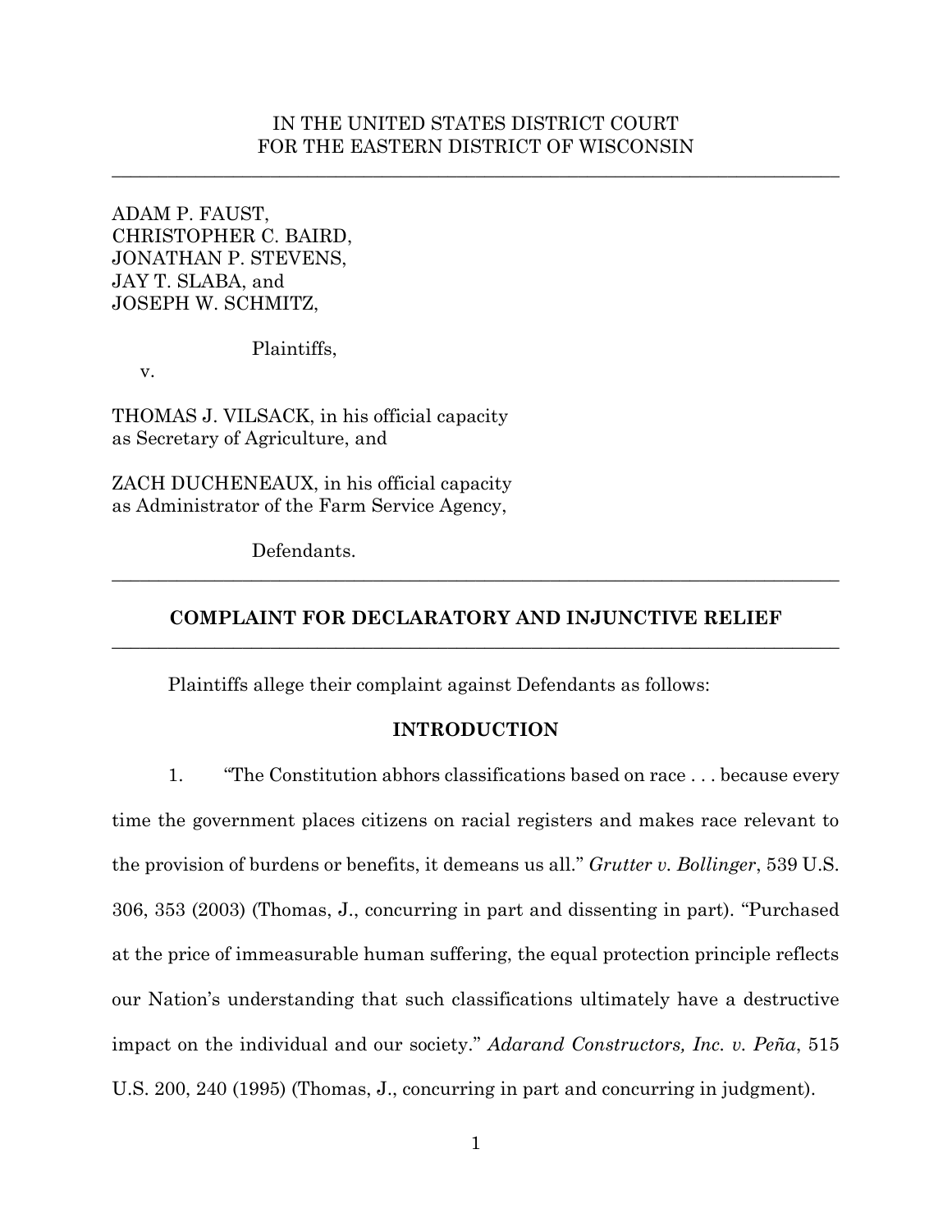IN THE UNITED STATES DISTRICT COURT
FOR THE EASTERN DISTRICT OF WISCONSIN

---

ADAM P. FAUST,
CHRISTOPHER C. BAIRD,
JONATHAN P. STEVENS,
JAY T. SLABA, and
JOSEPH W. SCHMITZ,

Plaintiffs,

v.

THOMAS J. VILSACK, in his official capacity as Secretary of Agriculture, and

ZACH DUCHENEAUX, in his official capacity as Administrator of the Farm Service Agency,

Defendants.

---

**COMPLAINT FOR DECLARATORY AND INJUNCTIVE RELIEF**

---

Plaintiffs allege their complaint against Defendants as follows:

**INTRODUCTION**

1. "The Constitution abhors classifications based on race . . . because every time the government places citizens on racial registers and makes race relevant to the provision of burdens or benefits, it demeans us all." *Grutter v. Bollinger*, 539 U.S. 306, 353 (2003) (Thomas, J., concurring in part and dissenting in part). "Purchased at the price of immeasurable human suffering, the equal protection principle reflects our Nation's understanding that such classifications ultimately have a destructive impact on the individual and our society." *Adarand Constructors, Inc. v. Peña*, 515 U.S. 200, 240 (1995) (Thomas, J., concurring in part and concurring in judgment).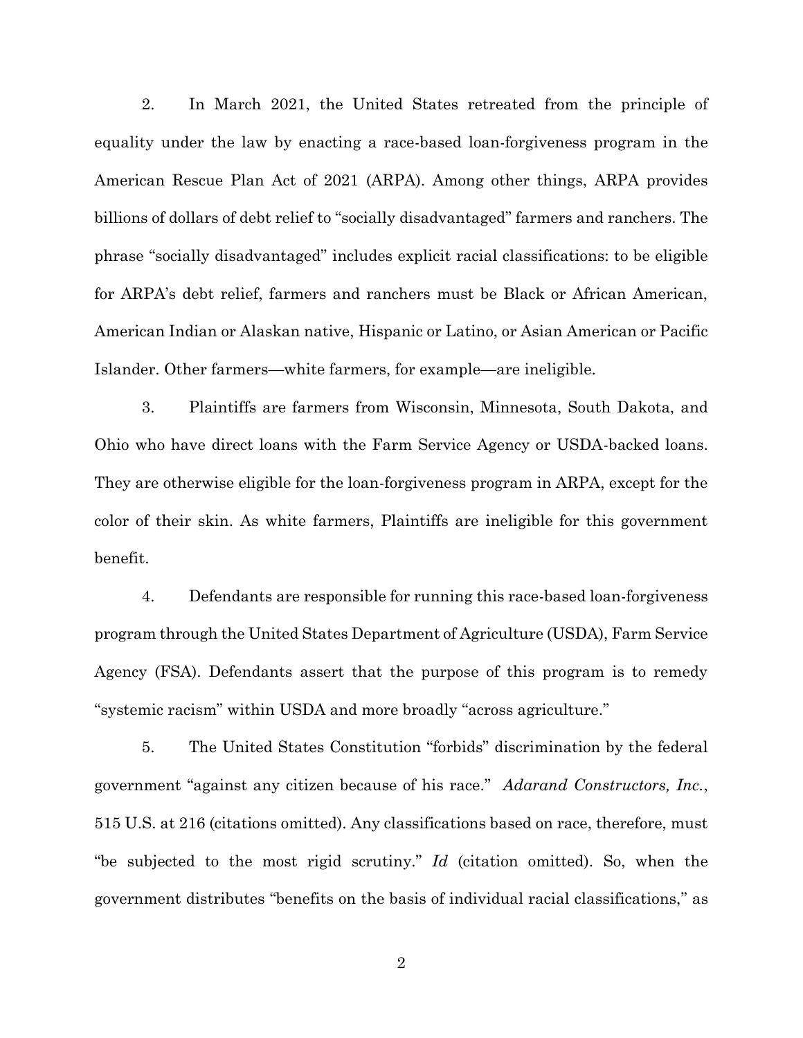2. In March 2021, the United States retreated from the principle of equality under the law by enacting a race-based loan-forgiveness program in the American Rescue Plan Act of 2021 (ARPA). Among other things, ARPA provides billions of dollars of debt relief to "socially disadvantaged" farmers and ranchers. The phrase "socially disadvantaged" includes explicit racial classifications: to be eligible for ARPA's debt relief, farmers and ranchers must be Black or African American, American Indian or Alaskan native, Hispanic or Latino, or Asian American or Pacific Islander. Other farmers—white farmers, for example—are ineligible.

3. Plaintiffs are farmers from Wisconsin, Minnesota, South Dakota, and Ohio who have direct loans with the Farm Service Agency or USDA-backed loans. They are otherwise eligible for the loan-forgiveness program in ARPA, except for the color of their skin. As white farmers, Plaintiffs are ineligible for this government benefit.

4. Defendants are responsible for running this race-based loan-forgiveness program through the United States Department of Agriculture (USDA), Farm Service Agency (FSA). Defendants assert that the purpose of this program is to remedy "systemic racism" within USDA and more broadly "across agriculture."

5. The United States Constitution "forbids" discrimination by the federal government "against any citizen because of his race." *Adarand Constructors, Inc.*, 515 U.S. at 216 (citations omitted). Any classifications based on race, therefore, must "be subjected to the most rigid scrutiny." *Id* (citation omitted). So, when the government distributes "benefits on the basis of individual racial classifications," as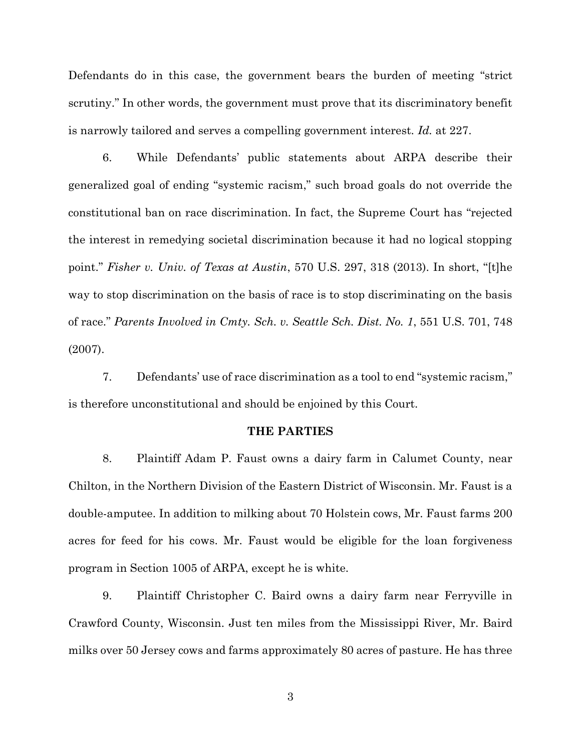Defendants do in this case, the government bears the burden of meeting "strict scrutiny." In other words, the government must prove that its discriminatory benefit is narrowly tailored and serves a compelling government interest. *Id.* at 227.

6. While Defendants' public statements about ARPA describe their generalized goal of ending "systemic racism," such broad goals do not override the constitutional ban on race discrimination. In fact, the Supreme Court has "rejected the interest in remedying societal discrimination because it had no logical stopping point." *Fisher v. Univ. of Texas at Austin*, 570 U.S. 297, 318 (2013). In short, "[t]he way to stop discrimination on the basis of race is to stop discriminating on the basis of race." *Parents Involved in Cmty. Sch. v. Seattle Sch. Dist. No. 1*, 551 U.S. 701, 748 (2007).

7. Defendants' use of race discrimination as a tool to end "systemic racism," is therefore unconstitutional and should be enjoined by this Court.

## THE PARTIES

8. Plaintiff Adam P. Faust owns a dairy farm in Calumet County, near Chilton, in the Northern Division of the Eastern District of Wisconsin. Mr. Faust is a double-amputee. In addition to milking about 70 Holstein cows, Mr. Faust farms 200 acres for feed for his cows. Mr. Faust would be eligible for the loan forgiveness program in Section 1005 of ARPA, except he is white.

9. Plaintiff Christopher C. Baird owns a dairy farm near Ferryville in Crawford County, Wisconsin. Just ten miles from the Mississippi River, Mr. Baird milks over 50 Jersey cows and farms approximately 80 acres of pasture. He has three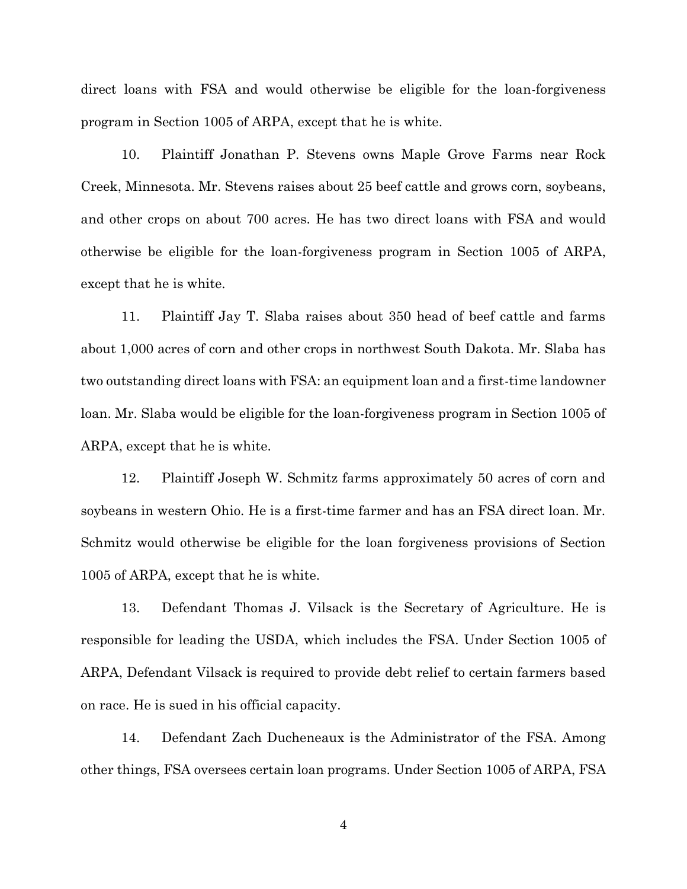direct loans with FSA and would otherwise be eligible for the loan-forgiveness program in Section 1005 of ARPA, except that he is white.

10. Plaintiff Jonathan P. Stevens owns Maple Grove Farms near Rock Creek, Minnesota. Mr. Stevens raises about 25 beef cattle and grows corn, soybeans, and other crops on about 700 acres. He has two direct loans with FSA and would otherwise be eligible for the loan-forgiveness program in Section 1005 of ARPA, except that he is white.

11. Plaintiff Jay T. Slaba raises about 350 head of beef cattle and farms about 1,000 acres of corn and other crops in northwest South Dakota. Mr. Slaba has two outstanding direct loans with FSA: an equipment loan and a first-time landowner loan. Mr. Slaba would be eligible for the loan-forgiveness program in Section 1005 of ARPA, except that he is white.

12. Plaintiff Joseph W. Schmitz farms approximately 50 acres of corn and soybeans in western Ohio. He is a first-time farmer and has an FSA direct loan. Mr. Schmitz would otherwise be eligible for the loan forgiveness provisions of Section 1005 of ARPA, except that he is white.

13. Defendant Thomas J. Vilsack is the Secretary of Agriculture. He is responsible for leading the USDA, which includes the FSA. Under Section 1005 of ARPA, Defendant Vilsack is required to provide debt relief to certain farmers based on race. He is sued in his official capacity.

14. Defendant Zach Ducheneaux is the Administrator of the FSA. Among other things, FSA oversees certain loan programs. Under Section 1005 of ARPA, FSA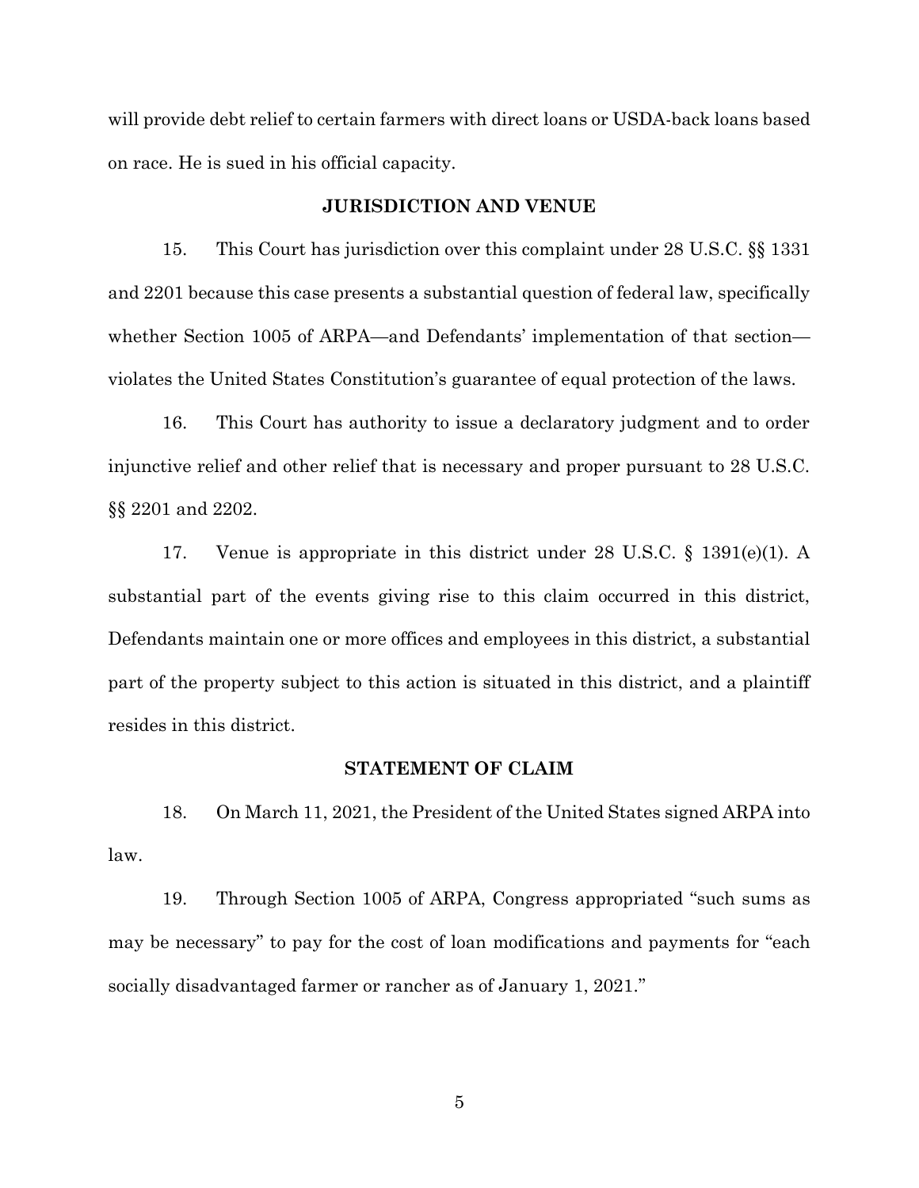will provide debt relief to certain farmers with direct loans or USDA-back loans based on race. He is sued in his official capacity.

## JURISDICTION AND VENUE

15. This Court has jurisdiction over this complaint under 28 U.S.C. §§ 1331 and 2201 because this case presents a substantial question of federal law, specifically whether Section 1005 of ARPA—and Defendants' implementation of that section—violates the United States Constitution's guarantee of equal protection of the laws.

16. This Court has authority to issue a declaratory judgment and to order injunctive relief and other relief that is necessary and proper pursuant to 28 U.S.C. §§ 2201 and 2202.

17. Venue is appropriate in this district under 28 U.S.C. § 1391(e)(1). A substantial part of the events giving rise to this claim occurred in this district, Defendants maintain one or more offices and employees in this district, a substantial part of the property subject to this action is situated in this district, and a plaintiff resides in this district.

## STATEMENT OF CLAIM

18. On March 11, 2021, the President of the United States signed ARPA into law.

19. Through Section 1005 of ARPA, Congress appropriated "such sums as may be necessary" to pay for the cost of loan modifications and payments for "each socially disadvantaged farmer or rancher as of January 1, 2021."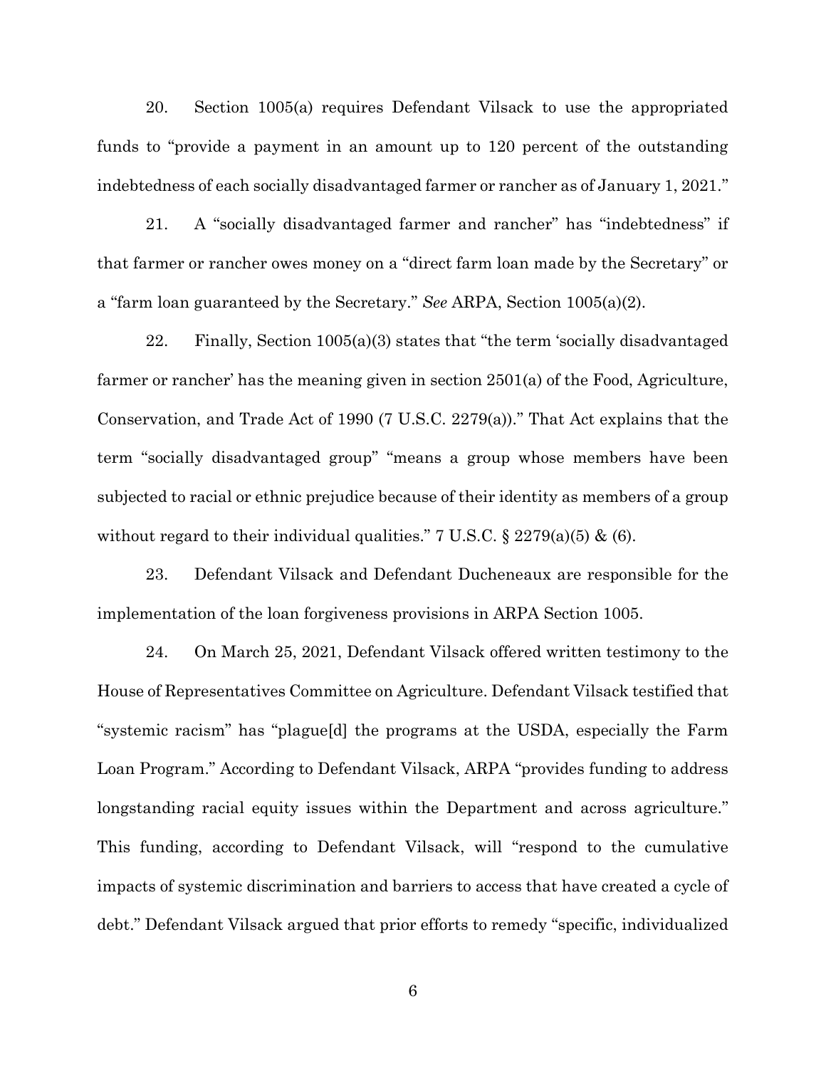20. Section 1005(a) requires Defendant Vilsack to use the appropriated funds to "provide a payment in an amount up to 120 percent of the outstanding indebtedness of each socially disadvantaged farmer or rancher as of January 1, 2021."

21. A "socially disadvantaged farmer and rancher" has "indebtedness" if that farmer or rancher owes money on a "direct farm loan made by the Secretary" or a "farm loan guaranteed by the Secretary." *See* ARPA, Section 1005(a)(2).

22. Finally, Section 1005(a)(3) states that "the term 'socially disadvantaged farmer or rancher' has the meaning given in section 2501(a) of the Food, Agriculture, Conservation, and Trade Act of 1990 (7 U.S.C. 2279(a))." That Act explains that the term "socially disadvantaged group" "means a group whose members have been subjected to racial or ethnic prejudice because of their identity as members of a group without regard to their individual qualities." 7 U.S.C. § 2279(a)(5) & (6).

23. Defendant Vilsack and Defendant Ducheneaux are responsible for the implementation of the loan forgiveness provisions in ARPA Section 1005.

24. On March 25, 2021, Defendant Vilsack offered written testimony to the House of Representatives Committee on Agriculture. Defendant Vilsack testified that "systemic racism" has "plague[d] the programs at the USDA, especially the Farm Loan Program." According to Defendant Vilsack, ARPA "provides funding to address longstanding racial equity issues within the Department and across agriculture." This funding, according to Defendant Vilsack, will "respond to the cumulative impacts of systemic discrimination and barriers to access that have created a cycle of debt." Defendant Vilsack argued that prior efforts to remedy "specific, individualized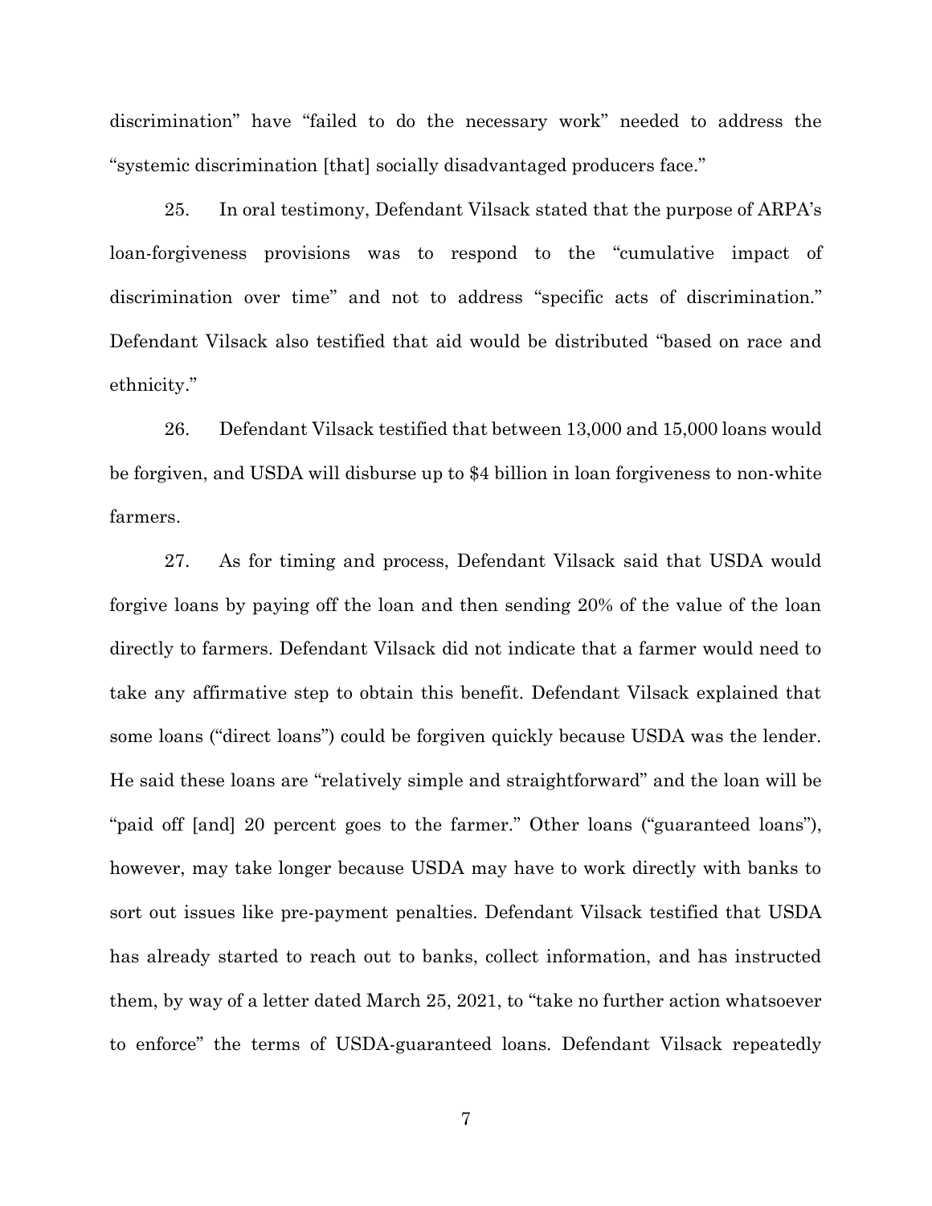discrimination" have "failed to do the necessary work" needed to address the "systemic discrimination [that] socially disadvantaged producers face."

25. In oral testimony, Defendant Vilsack stated that the purpose of ARPA's loan-forgiveness provisions was to respond to the "cumulative impact of discrimination over time" and not to address "specific acts of discrimination." Defendant Vilsack also testified that aid would be distributed "based on race and ethnicity."

26. Defendant Vilsack testified that between 13,000 and 15,000 loans would be forgiven, and USDA will disburse up to $4 billion in loan forgiveness to non-white farmers.

27. As for timing and process, Defendant Vilsack said that USDA would forgive loans by paying off the loan and then sending 20% of the value of the loan directly to farmers. Defendant Vilsack did not indicate that a farmer would need to take any affirmative step to obtain this benefit. Defendant Vilsack explained that some loans ("direct loans") could be forgiven quickly because USDA was the lender. He said these loans are "relatively simple and straightforward" and the loan will be "paid off [and] 20 percent goes to the farmer." Other loans ("guaranteed loans"), however, may take longer because USDA may have to work directly with banks to sort out issues like pre-payment penalties. Defendant Vilsack testified that USDA has already started to reach out to banks, collect information, and has instructed them, by way of a letter dated March 25, 2021, to "take no further action whatsoever to enforce" the terms of USDA-guaranteed loans. Defendant Vilsack repeatedly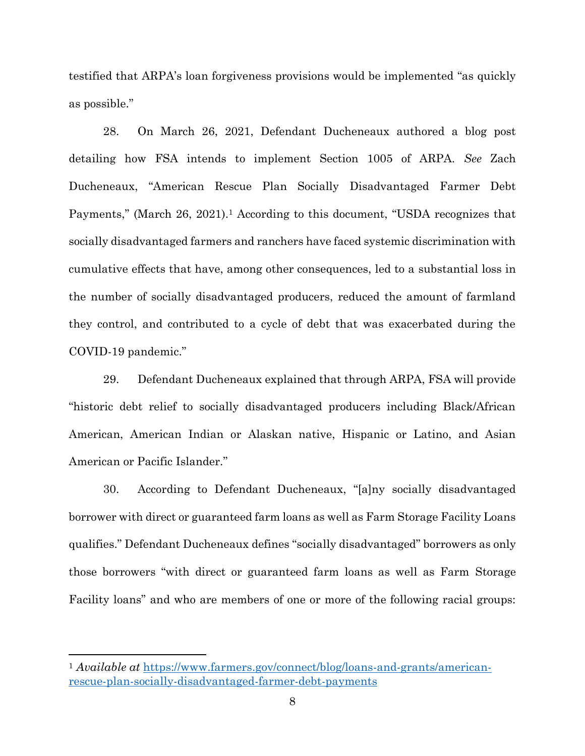testified that ARPA's loan forgiveness provisions would be implemented "as quickly as possible."

28. On March 26, 2021, Defendant Ducheneaux authored a blog post detailing how FSA intends to implement Section 1005 of ARPA. *See* Zach Ducheneaux, "American Rescue Plan Socially Disadvantaged Farmer Debt Payments," (March 26, 2021).[1] According to this document, "USDA recognizes that socially disadvantaged farmers and ranchers have faced systemic discrimination with cumulative effects that have, among other consequences, led to a substantial loss in the number of socially disadvantaged producers, reduced the amount of farmland they control, and contributed to a cycle of debt that was exacerbated during the COVID-19 pandemic."

29. Defendant Ducheneaux explained that through ARPA, FSA will provide "historic debt relief to socially disadvantaged producers including Black/African American, American Indian or Alaskan native, Hispanic or Latino, and Asian American or Pacific Islander."

30. According to Defendant Ducheneaux, "[a]ny socially disadvantaged borrower with direct or guaranteed farm loans as well as Farm Storage Facility Loans qualifies." Defendant Ducheneaux defines "socially disadvantaged" borrowers as only those borrowers "with direct or guaranteed farm loans as well as Farm Storage Facility loans" and who are members of one or more of the following racial groups:

---

[1] *Available at* [https://www.farmers.gov/connect/blog/loans-and-grants/american-rescue-plan-socially-disadvantaged-farmer-debt-payments](https://www.farmers.gov/connect/blog/loans-and-grants/american-rescue-plan-socially-disadvantaged-farmer-debt-payments)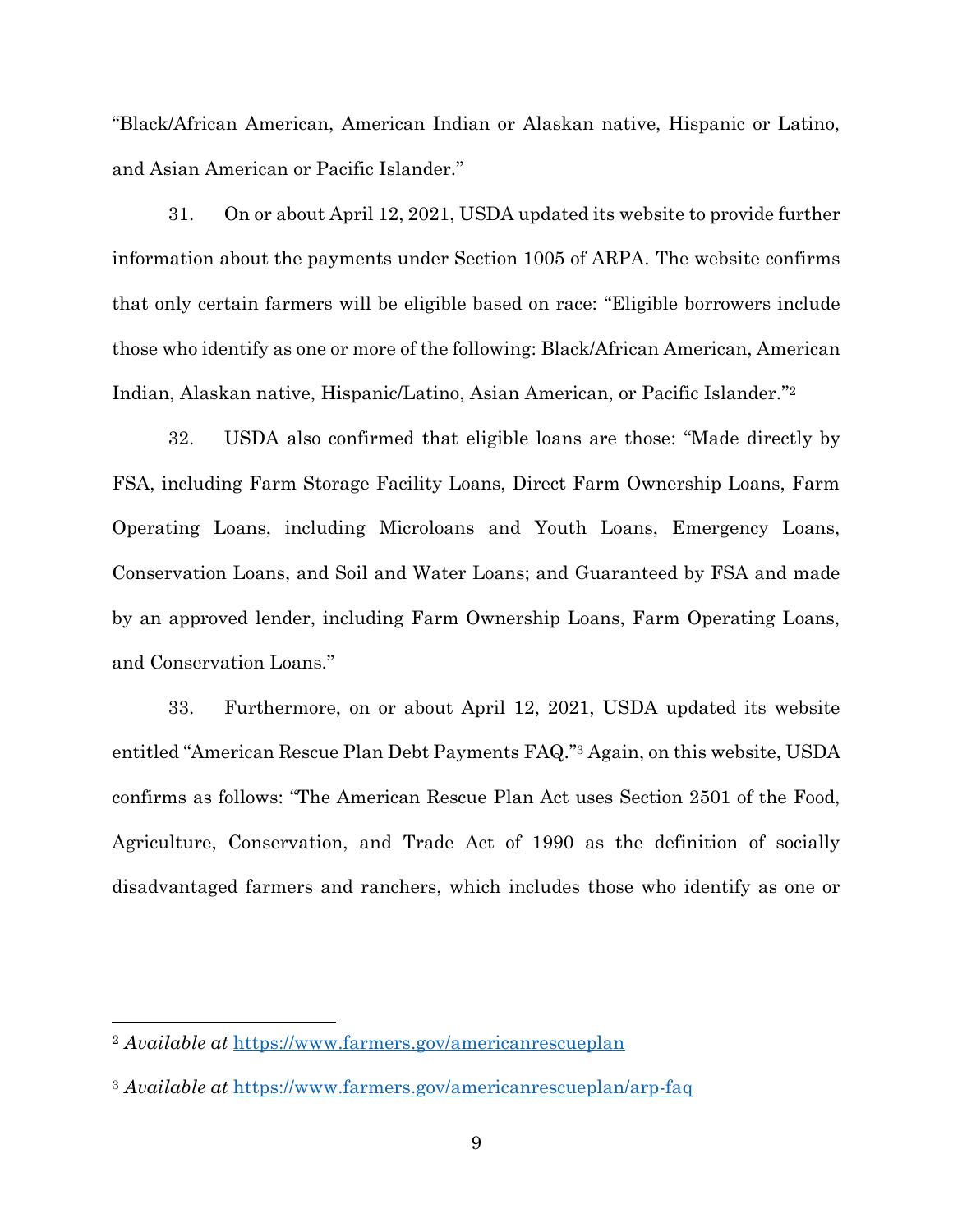"Black/African American, American Indian or Alaskan native, Hispanic or Latino, and Asian American or Pacific Islander."

31. On or about April 12, 2021, USDA updated its website to provide further information about the payments under Section 1005 of ARPA. The website confirms that only certain farmers will be eligible based on race: "Eligible borrowers include those who identify as one or more of the following: Black/African American, American Indian, Alaskan native, Hispanic/Latino, Asian American, or Pacific Islander."[2]

32. USDA also confirmed that eligible loans are those: "Made directly by FSA, including Farm Storage Facility Loans, Direct Farm Ownership Loans, Farm Operating Loans, including Microloans and Youth Loans, Emergency Loans, Conservation Loans, and Soil and Water Loans; and Guaranteed by FSA and made by an approved lender, including Farm Ownership Loans, Farm Operating Loans, and Conservation Loans."

33. Furthermore, on or about April 12, 2021, USDA updated its website entitled "American Rescue Plan Debt Payments FAQ."[3] Again, on this website, USDA confirms as follows: "The American Rescue Plan Act uses Section 2501 of the Food, Agriculture, Conservation, and Trade Act of 1990 as the definition of socially disadvantaged farmers and ranchers, which includes those who identify as one or

---

[2] *Available at* https://www.farmers.gov/americanrescueplan

[3] *Available at* https://www.farmers.gov/americanrescueplan/arp-faq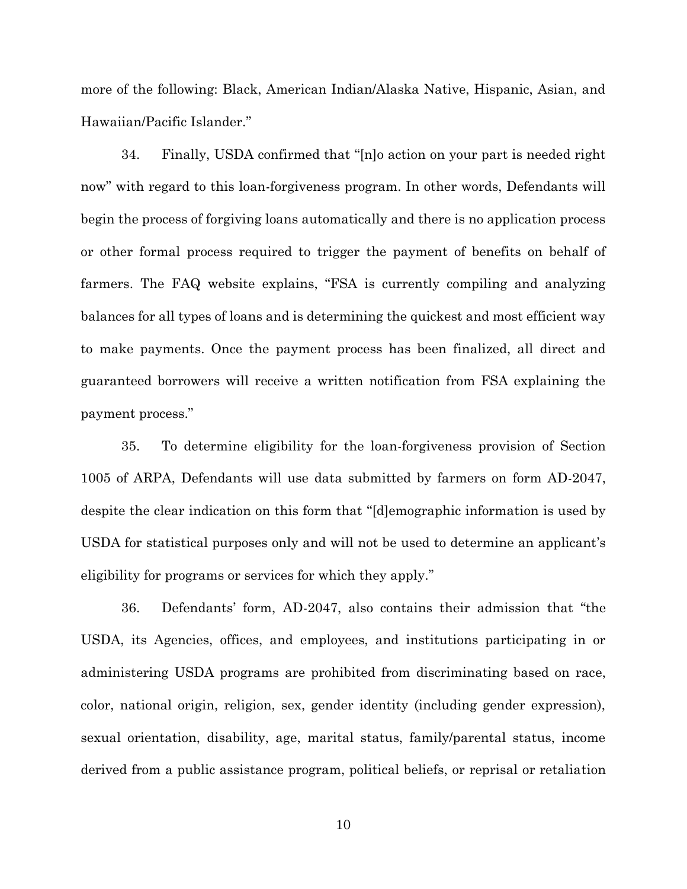more of the following: Black, American Indian/Alaska Native, Hispanic, Asian, and Hawaiian/Pacific Islander."

34. Finally, USDA confirmed that "[n]o action on your part is needed right now" with regard to this loan-forgiveness program. In other words, Defendants will begin the process of forgiving loans automatically and there is no application process or other formal process required to trigger the payment of benefits on behalf of farmers. The FAQ website explains, "FSA is currently compiling and analyzing balances for all types of loans and is determining the quickest and most efficient way to make payments. Once the payment process has been finalized, all direct and guaranteed borrowers will receive a written notification from FSA explaining the payment process."

35. To determine eligibility for the loan-forgiveness provision of Section 1005 of ARPA, Defendants will use data submitted by farmers on form AD-2047, despite the clear indication on this form that "[d]emographic information is used by USDA for statistical purposes only and will not be used to determine an applicant's eligibility for programs or services for which they apply."

36. Defendants' form, AD-2047, also contains their admission that "the USDA, its Agencies, offices, and employees, and institutions participating in or administering USDA programs are prohibited from discriminating based on race, color, national origin, religion, sex, gender identity (including gender expression), sexual orientation, disability, age, marital status, family/parental status, income derived from a public assistance program, political beliefs, or reprisal or retaliation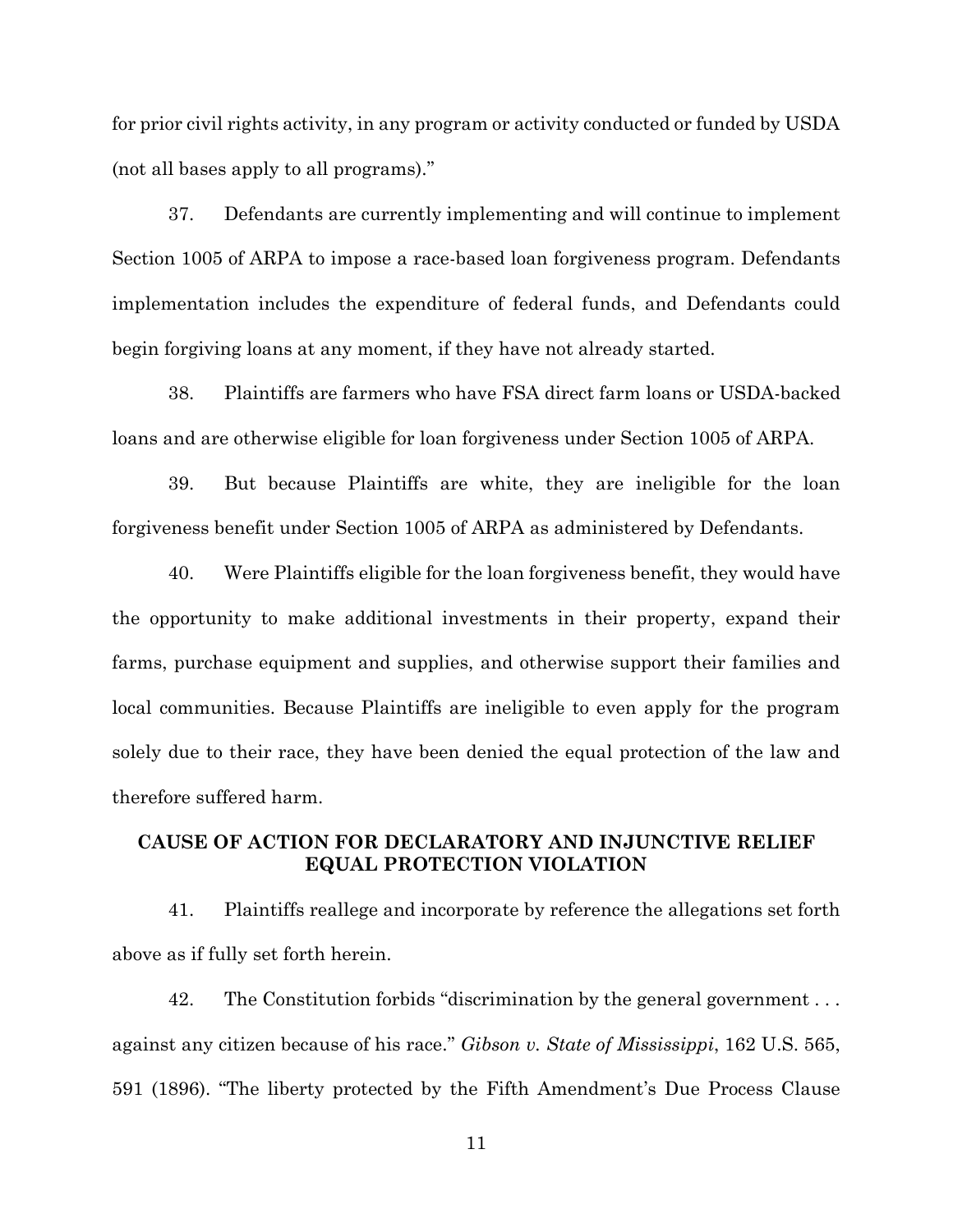for prior civil rights activity, in any program or activity conducted or funded by USDA (not all bases apply to all programs)."

37. Defendants are currently implementing and will continue to implement Section 1005 of ARPA to impose a race-based loan forgiveness program. Defendants implementation includes the expenditure of federal funds, and Defendants could begin forgiving loans at any moment, if they have not already started.

38. Plaintiffs are farmers who have FSA direct farm loans or USDA-backed loans and are otherwise eligible for loan forgiveness under Section 1005 of ARPA.

39. But because Plaintiffs are white, they are ineligible for the loan forgiveness benefit under Section 1005 of ARPA as administered by Defendants.

40. Were Plaintiffs eligible for the loan forgiveness benefit, they would have the opportunity to make additional investments in their property, expand their farms, purchase equipment and supplies, and otherwise support their families and local communities. Because Plaintiffs are ineligible to even apply for the program solely due to their race, they have been denied the equal protection of the law and therefore suffered harm.

## CAUSE OF ACTION FOR DECLARATORY AND INJUNCTIVE RELIEF EQUAL PROTECTION VIOLATION

41. Plaintiffs reallege and incorporate by reference the allegations set forth above as if fully set forth herein.

42. The Constitution forbids "discrimination by the general government . . . against any citizen because of his race." *Gibson v. State of Mississippi*, 162 U.S. 565, 591 (1896). "The liberty protected by the Fifth Amendment's Due Process Clause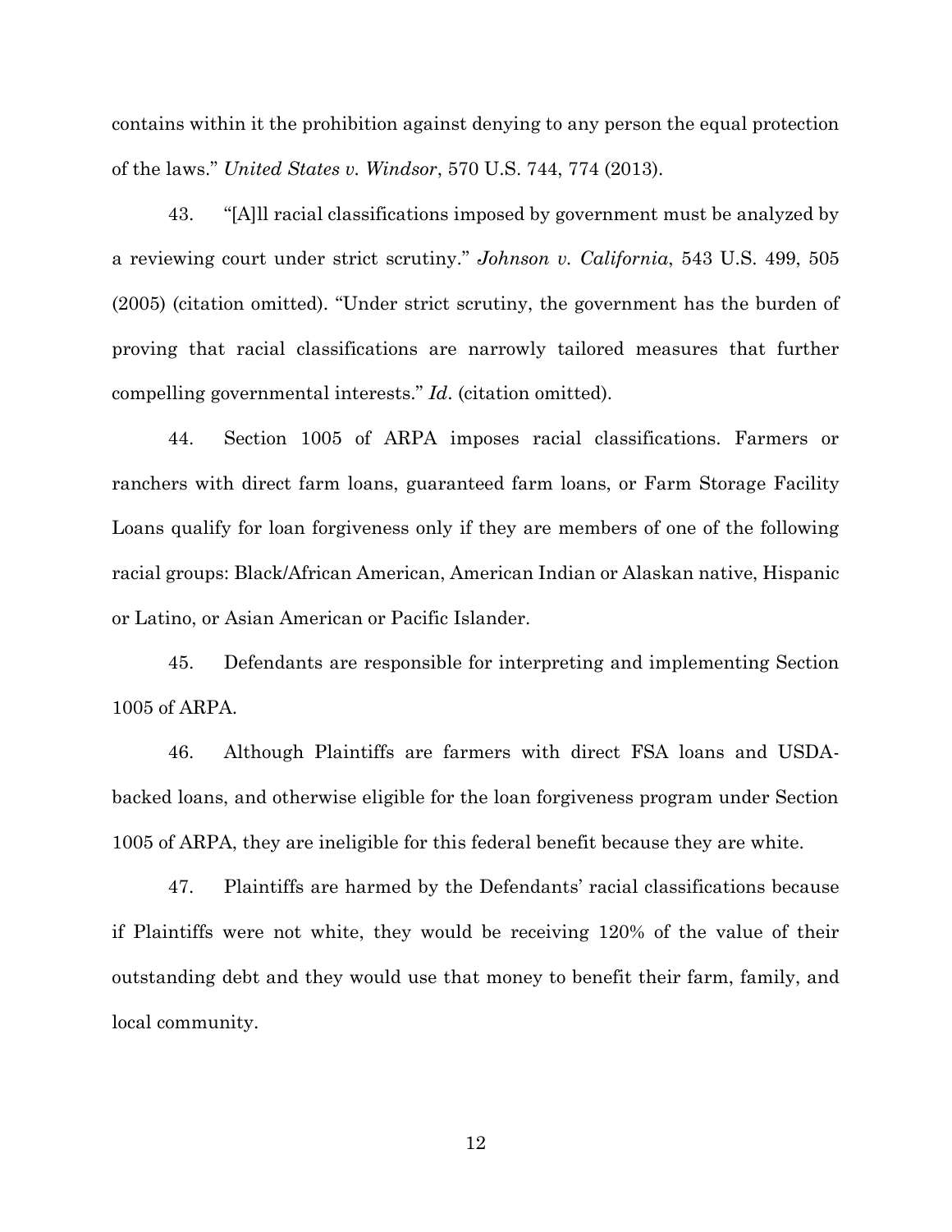contains within it the prohibition against denying to any person the equal protection of the laws." *United States v. Windsor*, 570 U.S. 744, 774 (2013).

43. "[A]ll racial classifications imposed by government must be analyzed by a reviewing court under strict scrutiny." *Johnson v. California*, 543 U.S. 499, 505 (2005) (citation omitted). "Under strict scrutiny, the government has the burden of proving that racial classifications are narrowly tailored measures that further compelling governmental interests." *Id*. (citation omitted).

44. Section 1005 of ARPA imposes racial classifications. Farmers or ranchers with direct farm loans, guaranteed farm loans, or Farm Storage Facility Loans qualify for loan forgiveness only if they are members of one of the following racial groups: Black/African American, American Indian or Alaskan native, Hispanic or Latino, or Asian American or Pacific Islander.

45. Defendants are responsible for interpreting and implementing Section 1005 of ARPA.

46. Although Plaintiffs are farmers with direct FSA loans and USDA-backed loans, and otherwise eligible for the loan forgiveness program under Section 1005 of ARPA, they are ineligible for this federal benefit because they are white.

47. Plaintiffs are harmed by the Defendants' racial classifications because if Plaintiffs were not white, they would be receiving 120% of the value of their outstanding debt and they would use that money to benefit their farm, family, and local community.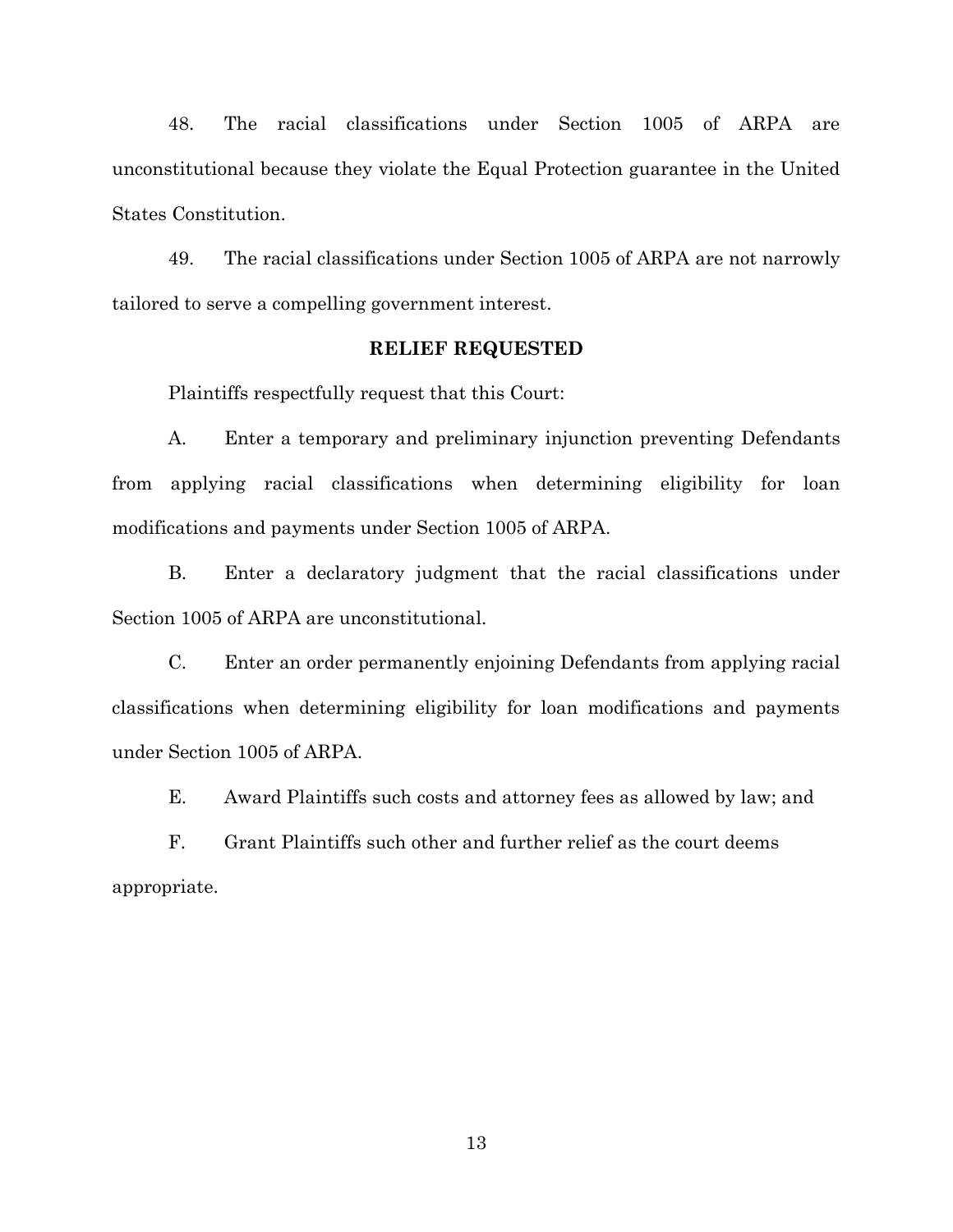48. The racial classifications under Section 1005 of ARPA are unconstitutional because they violate the Equal Protection guarantee in the United States Constitution.

49. The racial classifications under Section 1005 of ARPA are not narrowly tailored to serve a compelling government interest.

**RELIEF REQUESTED**

Plaintiffs respectfully request that this Court:

A. Enter a temporary and preliminary injunction preventing Defendants from applying racial classifications when determining eligibility for loan modifications and payments under Section 1005 of ARPA.

B. Enter a declaratory judgment that the racial classifications under Section 1005 of ARPA are unconstitutional.

C. Enter an order permanently enjoining Defendants from applying racial classifications when determining eligibility for loan modifications and payments under Section 1005 of ARPA.

E. Award Plaintiffs such costs and attorney fees as allowed by law; and

F. Grant Plaintiffs such other and further relief as the court deems appropriate.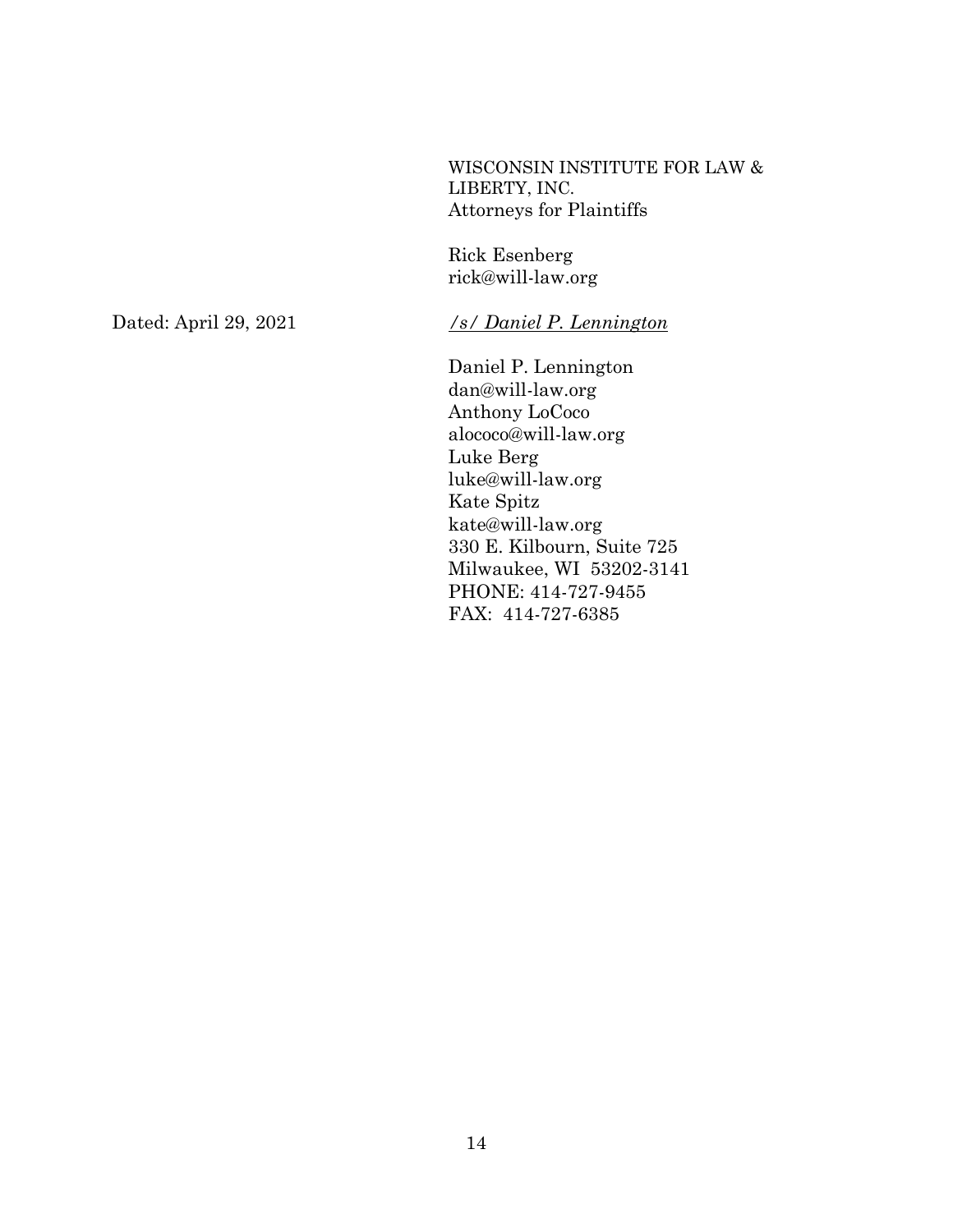WISCONSIN INSTITUTE FOR LAW & LIBERTY, INC.
Attorneys for Plaintiffs

Rick Esenberg
rick@will-law.org

Dated: April 29, 2021

*<u>/s/ Daniel P. Lennington</u>*

Daniel P. Lennington
dan@will-law.org
Anthony LoCoco
alococo@will-law.org
Luke Berg
luke@will-law.org
Kate Spitz
kate@will-law.org
330 E. Kilbourn, Suite 725
Milwaukee, WI 53202-3141
PHONE: 414-727-9455
FAX: 414-727-6385